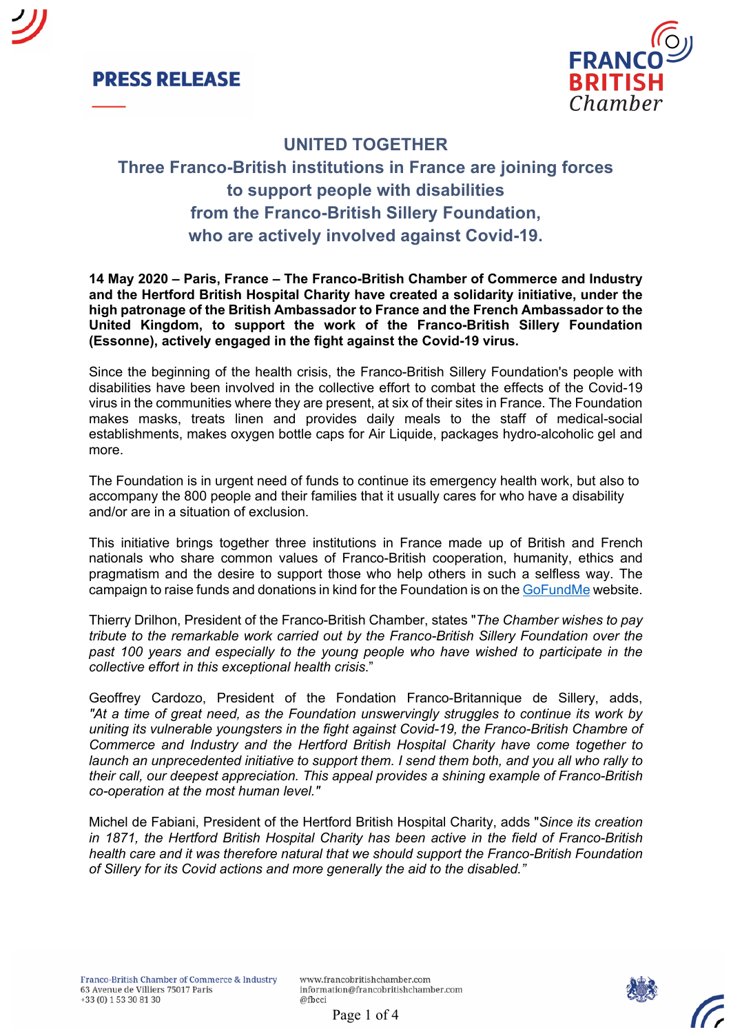# PRESS RELEASE

FRANCO BRITISH Chamber

## UNITED TOGETHER

## Three Franco-British institutions in France are joining forces to support people with disabilities from the Franco-British Sillery Foundation, who are actively involved against Covid-19.

**14 May 2020 – Paris, France – The Franco-British Chamber of Commerce and Industry and the Hertford British Hospital Charity have created a solidarity initiative, under the high patronage of the British Ambassador to France and the French Ambassador to the United Kingdom, to support the work of the Franco-British Sillery Foundation (Essonne), actively engaged in the fight against the Covid-19 virus.**

Since the beginning of the health crisis, the Franco-British Sillery Foundation's people with disabilities have been involved in the collective effort to combat the effects of the Covid-19 virus in the communities where they are present, at six of their sites in France. The Foundation makes masks, treats linen and provides daily meals to the staff of medical-social establishments, makes oxygen bottle caps for Air Liquide, packages hydro-alcoholic gel and more.

The Foundation is in urgent need of funds to continue its emergency health work, but also to accompany the 800 people and their families that it usually cares for who have a disability and/or are in a situation of exclusion.

This initiative brings together three institutions in France made up of British and French nationals who share common values of Franco-British cooperation, humanity, ethics and pragmatism and the desire to support those who help others in such a selfless way. The campaign to raise funds and donations in kind for the Foundation is on the GoFundMe website.

Thierry Drilhon, President of the Franco-British Chamber, states "*The Chamber wishes to pay tribute to the remarkable work carried out by the Franco-British Sillery Foundation over the past 100 years and especially to the young people who have wished to participate in the collective effort in this exceptional health crisis.*"

Geoffrey Cardozo, President of the Fondation Franco-Britannique de Sillery, adds, *"At a time of great need, as the Foundation unswervingly struggles to continue its work by uniting its vulnerable youngsters in the fight against Covid-19, the Franco-British Chambre of Commerce and Industry and the Hertford British Hospital Charity have come together to launch an unprecedented initiative to support them. I send them both, and you all who rally to their call, our deepest appreciation. This appeal provides a shining example of Franco-British co-operation at the most human level."*

Michel de Fabiani, President of the Hertford British Hospital Charity, adds "*Since its creation in 1871, the Hertford British Hospital Charity has been active in the field of Franco-British health care and it was therefore natural that we should support the Franco-British Foundation of Sillery for its Covid actions and more generally the aid to the disabled.*"

Franco-British Chamber of Commerce & Industry
63 Avenue de Villiers 75017 Paris
+33 (0) 1 53 30 81 30

www.francobritishchamber.com
information@francobritishchamber.com
@fbcci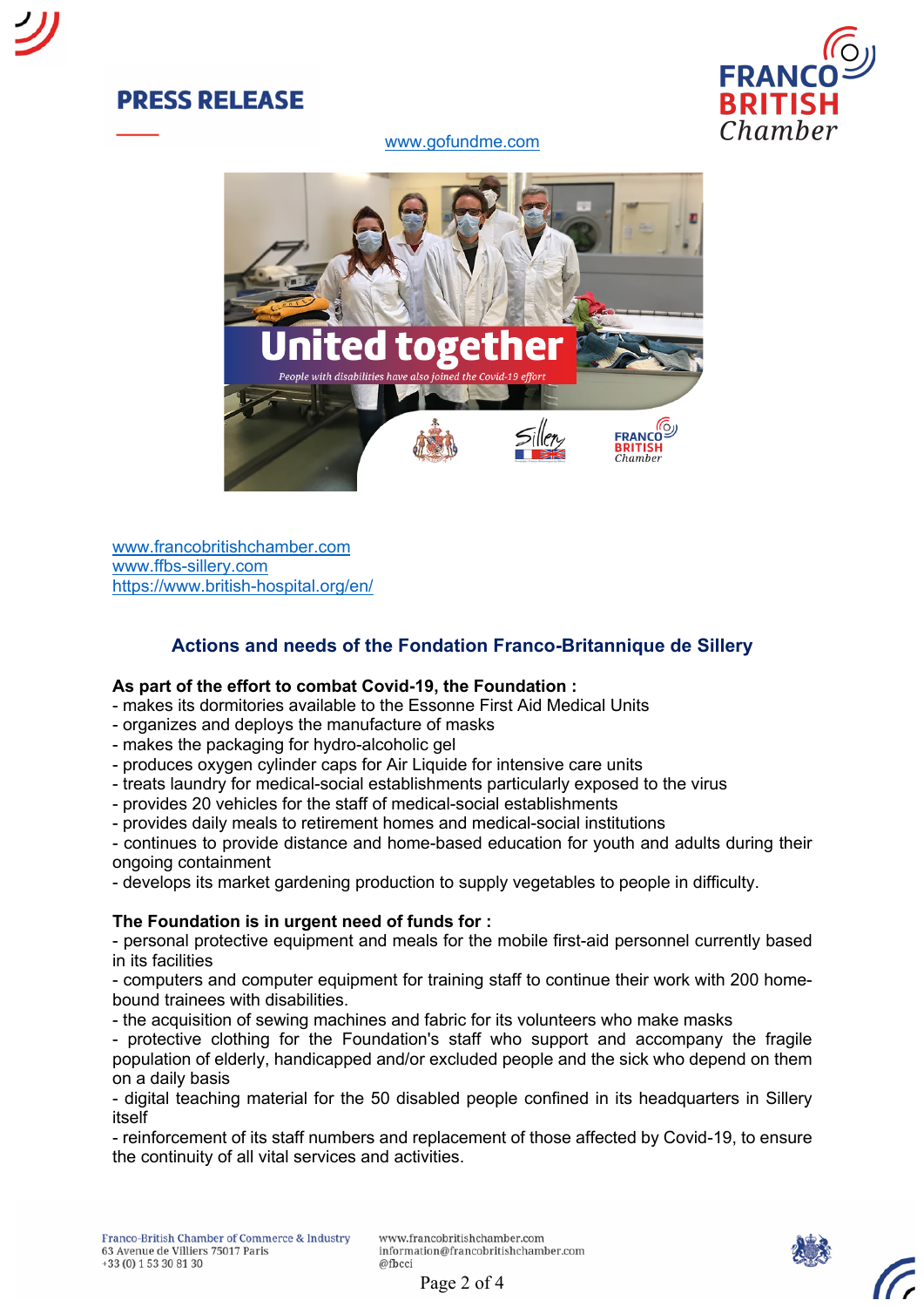PRESS RELEASE

www.gofundme.com

www.francobritishchamber.com
www.ffbs-sillery.com
https://www.british-hospital.org/en/

## Actions and needs of the Fondation Franco-Britannique de Sillery

**As part of the effort to combat Covid-19, the Foundation :**

- makes its dormitories available to the Essonne First Aid Medical Units
- organizes and deploys the manufacture of masks
- makes the packaging for hydro-alcoholic gel
- produces oxygen cylinder caps for Air Liquide for intensive care units
- treats laundry for medical-social establishments particularly exposed to the virus
- provides 20 vehicles for the staff of medical-social establishments
- provides daily meals to retirement homes and medical-social institutions
- continues to provide distance and home-based education for youth and adults during their ongoing containment
- develops its market gardening production to supply vegetables to people in difficulty.

**The Foundation is in urgent need of funds for :**

- personal protective equipment and meals for the mobile first-aid personnel currently based in its facilities
- computers and computer equipment for training staff to continue their work with 200 home-bound trainees with disabilities.
- the acquisition of sewing machines and fabric for its volunteers who make masks
- protective clothing for the Foundation's staff who support and accompany the fragile population of elderly, handicapped and/or excluded people and the sick who depend on them on a daily basis
- digital teaching material for the 50 disabled people confined in its headquarters in Sillery itself
- reinforcement of its staff numbers and replacement of those affected by Covid-19, to ensure the continuity of all vital services and activities.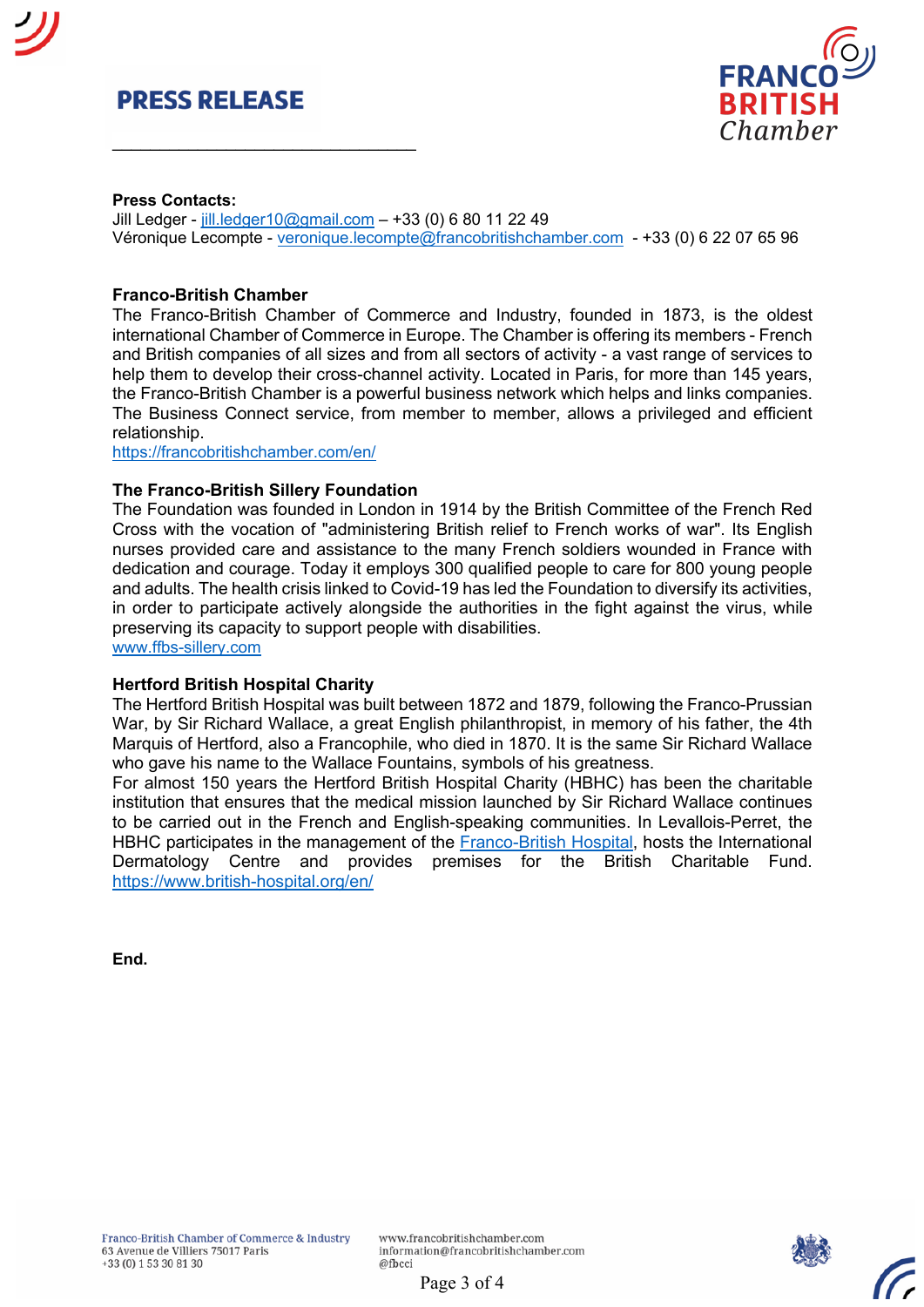**Press Contacts:**
Jill Ledger - jill.ledger10@gmail.com – +33 (0) 6 80 11 22 49
Véronique Lecompte - veronique.lecompte@francobritishchamber.com - +33 (0) 6 22 07 65 96

**Franco-British Chamber**

The Franco-British Chamber of Commerce and Industry, founded in 1873, is the oldest international Chamber of Commerce in Europe. The Chamber is offering its members - French and British companies of all sizes and from all sectors of activity - a vast range of services to help them to develop their cross-channel activity. Located in Paris, for more than 145 years, the Franco-British Chamber is a powerful business network which helps and links companies. The Business Connect service, from member to member, allows a privileged and efficient relationship.
https://francobritishchamber.com/en/

**The Franco-British Sillery Foundation**

The Foundation was founded in London in 1914 by the British Committee of the French Red Cross with the vocation of "administering British relief to French works of war". Its English nurses provided care and assistance to the many French soldiers wounded in France with dedication and courage. Today it employs 300 qualified people to care for 800 young people and adults. The health crisis linked to Covid-19 has led the Foundation to diversify its activities, in order to participate actively alongside the authorities in the fight against the virus, while preserving its capacity to support people with disabilities.
www.ffbs-sillery.com

**Hertford British Hospital Charity**

The Hertford British Hospital was built between 1872 and 1879, following the Franco-Prussian War, by Sir Richard Wallace, a great English philanthropist, in memory of his father, the 4th Marquis of Hertford, also a Francophile, who died in 1870. It is the same Sir Richard Wallace who gave his name to the Wallace Fountains, symbols of his greatness.
For almost 150 years the Hertford British Hospital Charity (HBHC) has been the charitable institution that ensures that the medical mission launched by Sir Richard Wallace continues to be carried out in the French and English-speaking communities. In Levallois-Perret, the HBHC participates in the management of the Franco-British Hospital, hosts the International Dermatology Centre and provides premises for the British Charitable Fund.
https://www.british-hospital.org/en/

**End.**